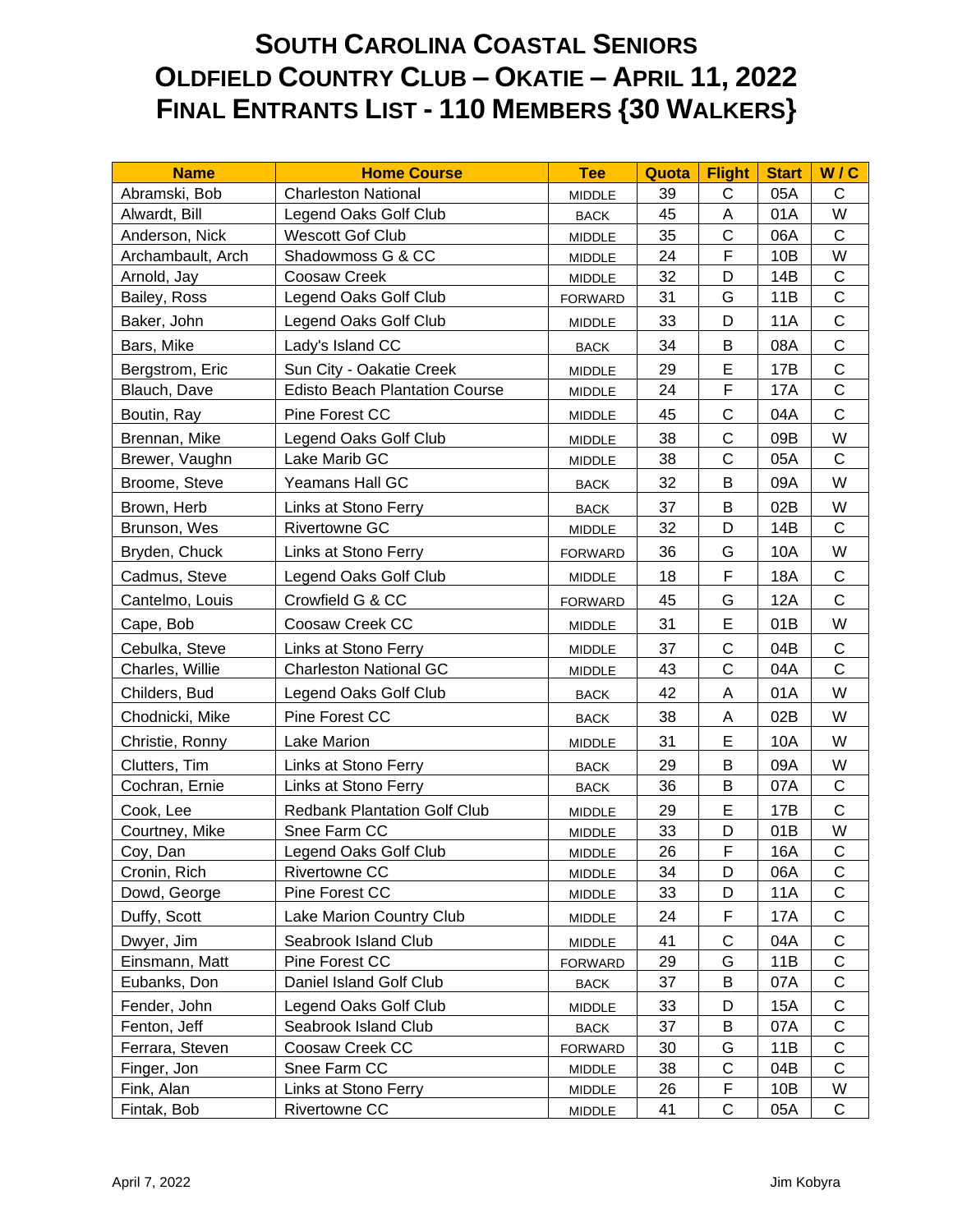# South Carolina Coastal Seniors
# Oldfield Country Club – Okatie – April 11, 2022
# Final Entrants List - 110 Members {30 Walkers}

| Name | Home Course | Tee | Quota | Flight | Start | W / C |
|---|---|---|---|---|---|---|
| Abramski, Bob | Charleston National | MIDDLE | 39 | C | 05A | C |
| Alwardt, Bill | Legend Oaks Golf Club | BACK | 45 | A | 01A | W |
| Anderson, Nick | Wescott Gof Club | MIDDLE | 35 | C | 06A | C |
| Archambault, Arch | Shadowmoss G & CC | MIDDLE | 24 | F | 10B | W |
| Arnold, Jay | Coosaw Creek | MIDDLE | 32 | D | 14B | C |
| Bailey, Ross | Legend Oaks Golf Club | FORWARD | 31 | G | 11B | C |
| Baker, John | Legend Oaks Golf Club | MIDDLE | 33 | D | 11A | C |
| Bars, Mike | Lady's Island CC | BACK | 34 | B | 08A | C |
| Bergstrom, Eric | Sun City - Oakatie Creek | MIDDLE | 29 | E | 17B | C |
| Blauch, Dave | Edisto Beach Plantation Course | MIDDLE | 24 | F | 17A | C |
| Boutin, Ray | Pine Forest CC | MIDDLE | 45 | C | 04A | C |
| Brennan, Mike | Legend Oaks Golf Club | MIDDLE | 38 | C | 09B | W |
| Brewer, Vaughn | Lake Marib GC | MIDDLE | 38 | C | 05A | C |
| Broome, Steve | Yeamans Hall GC | BACK | 32 | B | 09A | W |
| Brown, Herb | Links at Stono Ferry | BACK | 37 | B | 02B | W |
| Brunson, Wes | Rivertowne GC | MIDDLE | 32 | D | 14B | C |
| Bryden, Chuck | Links at Stono Ferry | FORWARD | 36 | G | 10A | W |
| Cadmus, Steve | Legend Oaks Golf Club | MIDDLE | 18 | F | 18A | C |
| Cantelmo, Louis | Crowfield G & CC | FORWARD | 45 | G | 12A | C |
| Cape, Bob | Coosaw Creek CC | MIDDLE | 31 | E | 01B | W |
| Cebulka, Steve | Links at Stono Ferry | MIDDLE | 37 | C | 04B | C |
| Charles, Willie | Charleston National GC | MIDDLE | 43 | C | 04A | C |
| Childers, Bud | Legend Oaks Golf Club | BACK | 42 | A | 01A | W |
| Chodnicki, Mike | Pine Forest CC | BACK | 38 | A | 02B | W |
| Christie, Ronny | Lake Marion | MIDDLE | 31 | E | 10A | W |
| Clutters, Tim | Links at Stono Ferry | BACK | 29 | B | 09A | W |
| Cochran, Ernie | Links at Stono Ferry | BACK | 36 | B | 07A | C |
| Cook, Lee | Redbank Plantation Golf Club | MIDDLE | 29 | E | 17B | C |
| Courtney, Mike | Snee Farm CC | MIDDLE | 33 | D | 01B | W |
| Coy, Dan | Legend Oaks Golf Club | MIDDLE | 26 | F | 16A | C |
| Cronin, Rich | Rivertowne CC | MIDDLE | 34 | D | 06A | C |
| Dowd, George | Pine Forest CC | MIDDLE | 33 | D | 11A | C |
| Duffy, Scott | Lake Marion Country Club | MIDDLE | 24 | F | 17A | C |
| Dwyer, Jim | Seabrook Island Club | MIDDLE | 41 | C | 04A | C |
| Einsmann, Matt | Pine Forest CC | FORWARD | 29 | G | 11B | C |
| Eubanks, Don | Daniel Island Golf Club | BACK | 37 | B | 07A | C |
| Fender, John | Legend Oaks Golf Club | MIDDLE | 33 | D | 15A | C |
| Fenton, Jeff | Seabrook Island Club | BACK | 37 | B | 07A | C |
| Ferrara, Steven | Coosaw Creek CC | FORWARD | 30 | G | 11B | C |
| Finger, Jon | Snee Farm CC | MIDDLE | 38 | C | 04B | C |
| Fink, Alan | Links at Stono Ferry | MIDDLE | 26 | F | 10B | W |
| Fintak, Bob | Rivertowne CC | MIDDLE | 41 | C | 05A | C |

April 7, 2022 Jim Kobyra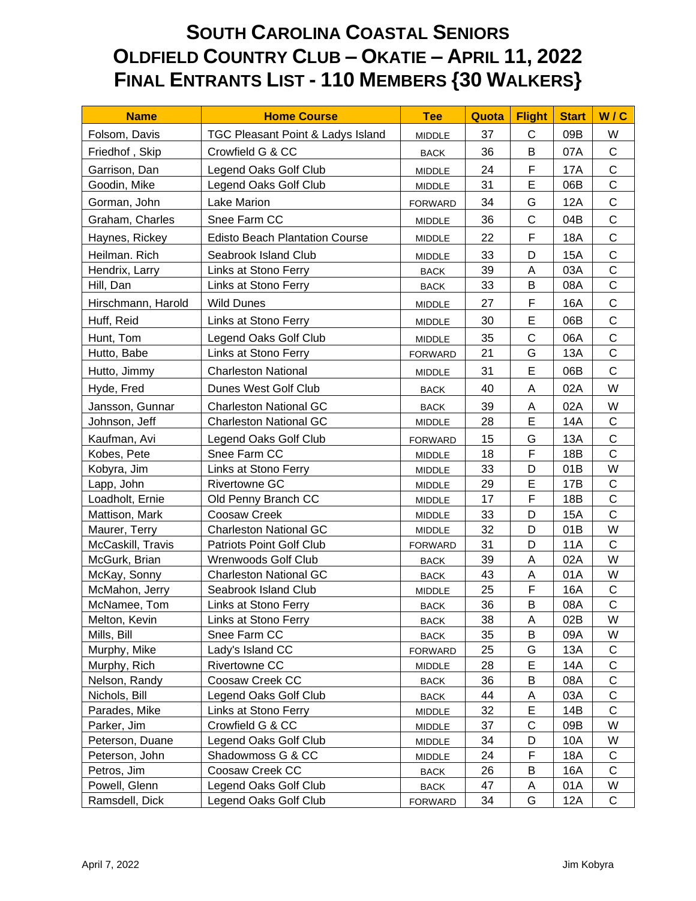# South Carolina Coastal Seniors
# Oldfield Country Club – Okatie – April 11, 2022
# Final Entrants List - 110 Members {30 Walkers}

| Name | Home Course | Tee | Quota | Flight | Start | W / C |
|---|---|---|---|---|---|---|
| Folsom, Davis | TGC Pleasant Point & Ladys Island | MIDDLE | 37 | C | 09B | W |
| Friedhof , Skip | Crowfield G & CC | BACK | 36 | B | 07A | C |
| Garrison, Dan | Legend Oaks Golf Club | MIDDLE | 24 | F | 17A | C |
| Goodin, Mike | Legend Oaks Golf Club | MIDDLE | 31 | E | 06B | C |
| Gorman, John | Lake Marion | FORWARD | 34 | G | 12A | C |
| Graham, Charles | Snee Farm CC | MIDDLE | 36 | C | 04B | C |
| Haynes, Rickey | Edisto Beach Plantation Course | MIDDLE | 22 | F | 18A | C |
| Heilman. Rich | Seabrook Island Club | MIDDLE | 33 | D | 15A | C |
| Hendrix, Larry | Links at Stono Ferry | BACK | 39 | A | 03A | C |
| Hill, Dan | Links at Stono Ferry | BACK | 33 | B | 08A | C |
| Hirschmann, Harold | Wild Dunes | MIDDLE | 27 | F | 16A | C |
| Huff, Reid | Links at Stono Ferry | MIDDLE | 30 | E | 06B | C |
| Hunt, Tom | Legend Oaks Golf Club | MIDDLE | 35 | C | 06A | C |
| Hutto, Babe | Links at Stono Ferry | FORWARD | 21 | G | 13A | C |
| Hutto, Jimmy | Charleston National | MIDDLE | 31 | E | 06B | C |
| Hyde, Fred | Dunes West Golf Club | BACK | 40 | A | 02A | W |
| Jansson, Gunnar | Charleston National GC | BACK | 39 | A | 02A | W |
| Johnson, Jeff | Charleston National GC | MIDDLE | 28 | E | 14A | C |
| Kaufman, Avi | Legend Oaks Golf Club | FORWARD | 15 | G | 13A | C |
| Kobes, Pete | Snee Farm CC | MIDDLE | 18 | F | 18B | C |
| Kobyra, Jim | Links at Stono Ferry | MIDDLE | 33 | D | 01B | W |
| Lapp, John | Rivertowne GC | MIDDLE | 29 | E | 17B | C |
| Loadholt, Ernie | Old Penny Branch CC | MIDDLE | 17 | F | 18B | C |
| Mattison, Mark | Coosaw Creek | MIDDLE | 33 | D | 15A | C |
| Maurer, Terry | Charleston National GC | MIDDLE | 32 | D | 01B | W |
| McCaskill, Travis | Patriots Point Golf Club | FORWARD | 31 | D | 11A | C |
| McGurk, Brian | Wrenwoods Golf Club | BACK | 39 | A | 02A | W |
| McKay, Sonny | Charleston National GC | BACK | 43 | A | 01A | W |
| McMahon, Jerry | Seabrook Island Club | MIDDLE | 25 | F | 16A | C |
| McNamee, Tom | Links at Stono Ferry | BACK | 36 | B | 08A | C |
| Melton, Kevin | Links at Stono Ferry | BACK | 38 | A | 02B | W |
| Mills, Bill | Snee Farm CC | BACK | 35 | B | 09A | W |
| Murphy, Mike | Lady's Island CC | FORWARD | 25 | G | 13A | C |
| Murphy, Rich | Rivertowne CC | MIDDLE | 28 | E | 14A | C |
| Nelson, Randy | Coosaw Creek CC | BACK | 36 | B | 08A | C |
| Nichols, Bill | Legend Oaks Golf Club | BACK | 44 | A | 03A | C |
| Parades, Mike | Links at Stono Ferry | MIDDLE | 32 | E | 14B | C |
| Parker, Jim | Crowfield G & CC | MIDDLE | 37 | C | 09B | W |
| Peterson, Duane | Legend Oaks Golf Club | MIDDLE | 34 | D | 10A | W |
| Peterson, John | Shadowmoss G & CC | MIDDLE | 24 | F | 18A | C |
| Petros, Jim | Coosaw Creek CC | BACK | 26 | B | 16A | C |
| Powell, Glenn | Legend Oaks Golf Club | BACK | 47 | A | 01A | W |
| Ramsdell, Dick | Legend Oaks Golf Club | FORWARD | 34 | G | 12A | C |

April 7, 2022 Jim Kobyra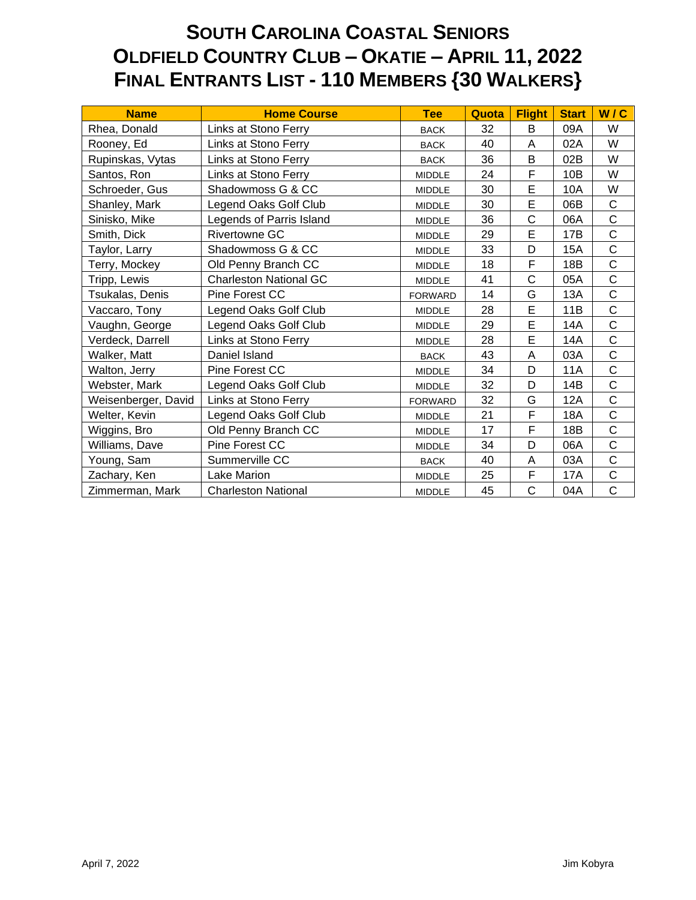# South Carolina Coastal Seniors
# Oldfield Country Club – Okatie – April 11, 2022
# Final Entrants List - 110 Members {30 Walkers}

| Name | Home Course | Tee | Quota | Flight | Start | W / C |
|---|---|---|---|---|---|---|
| Rhea, Donald | Links at Stono Ferry | BACK | 32 | B | 09A | W |
| Rooney, Ed | Links at Stono Ferry | BACK | 40 | A | 02A | W |
| Rupinskas, Vytas | Links at Stono Ferry | BACK | 36 | B | 02B | W |
| Santos, Ron | Links at Stono Ferry | MIDDLE | 24 | F | 10B | W |
| Schroeder, Gus | Shadowmoss G & CC | MIDDLE | 30 | E | 10A | W |
| Shanley, Mark | Legend Oaks Golf Club | MIDDLE | 30 | E | 06B | C |
| Sinisko, Mike | Legends of Parris Island | MIDDLE | 36 | C | 06A | C |
| Smith, Dick | Rivertowne GC | MIDDLE | 29 | E | 17B | C |
| Taylor, Larry | Shadowmoss G & CC | MIDDLE | 33 | D | 15A | C |
| Terry, Mockey | Old Penny Branch CC | MIDDLE | 18 | F | 18B | C |
| Tripp, Lewis | Charleston National GC | MIDDLE | 41 | C | 05A | C |
| Tsukalas, Denis | Pine Forest CC | FORWARD | 14 | G | 13A | C |
| Vaccaro, Tony | Legend Oaks Golf Club | MIDDLE | 28 | E | 11B | C |
| Vaughn, George | Legend Oaks Golf Club | MIDDLE | 29 | E | 14A | C |
| Verdeck, Darrell | Links at Stono Ferry | MIDDLE | 28 | E | 14A | C |
| Walker, Matt | Daniel Island | BACK | 43 | A | 03A | C |
| Walton, Jerry | Pine Forest CC | MIDDLE | 34 | D | 11A | C |
| Webster, Mark | Legend Oaks Golf Club | MIDDLE | 32 | D | 14B | C |
| Weisenberger, David | Links at Stono Ferry | FORWARD | 32 | G | 12A | C |
| Welter, Kevin | Legend Oaks Golf Club | MIDDLE | 21 | F | 18A | C |
| Wiggins, Bro | Old Penny Branch CC | MIDDLE | 17 | F | 18B | C |
| Williams, Dave | Pine Forest CC | MIDDLE | 34 | D | 06A | C |
| Young, Sam | Summerville CC | BACK | 40 | A | 03A | C |
| Zachary, Ken | Lake Marion | MIDDLE | 25 | F | 17A | C |
| Zimmerman, Mark | Charleston National | MIDDLE | 45 | C | 04A | C |

April 7, 2022 Jim Kobyra